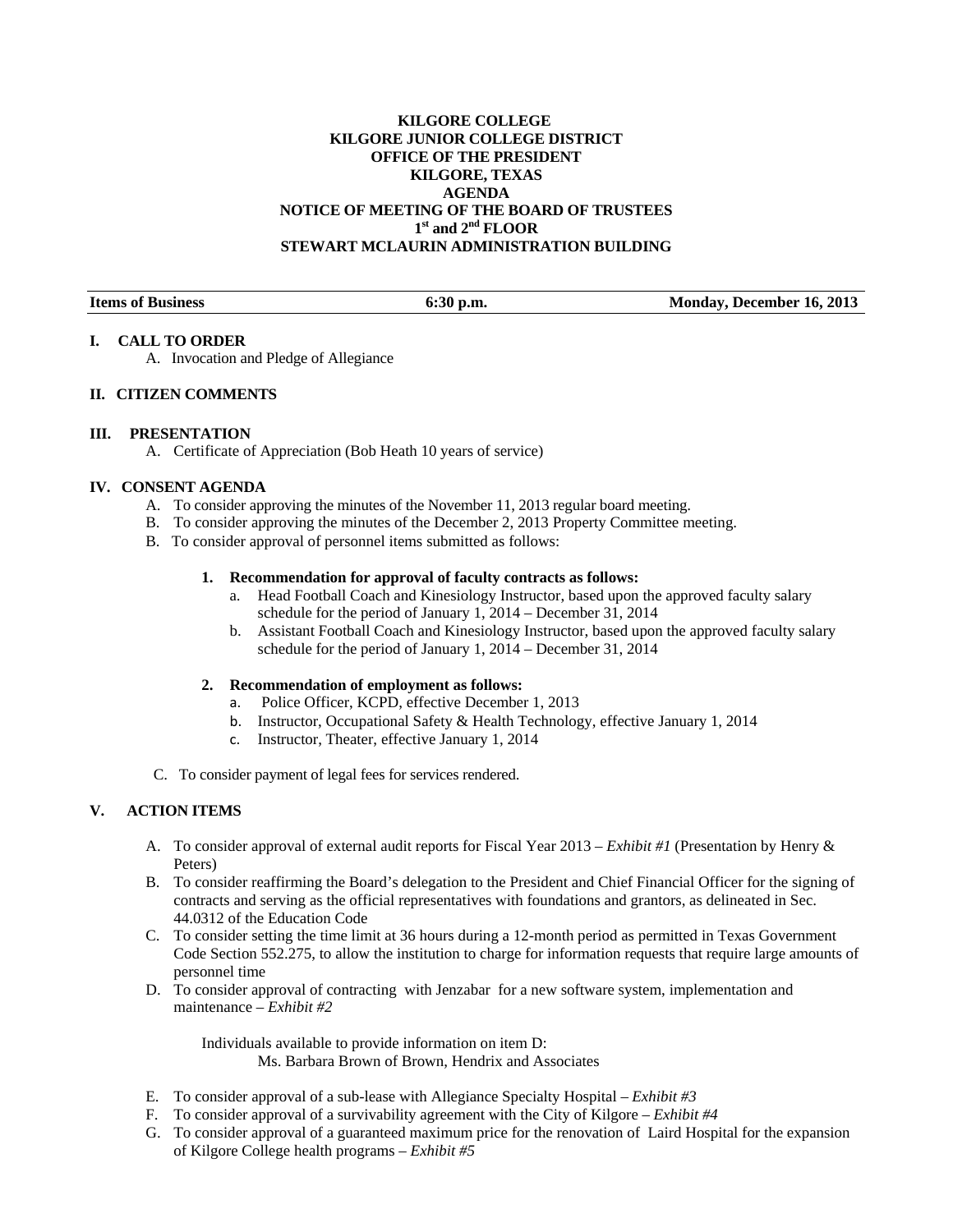**KILGORE COLLEGE**
**KILGORE JUNIOR COLLEGE DISTRICT**
**OFFICE OF THE PRESIDENT**
**KILGORE, TEXAS**
**AGENDA**
**NOTICE OF MEETING OF THE BOARD OF TRUSTEES**
**1st and 2nd FLOOR**
**STEWART MCLAURIN ADMINISTRATION BUILDING**

| Items of Business | 6:30 p.m. | Monday, December 16, 2013 |
|---|---|---|

## I. CALL TO ORDER

A. Invocation and Pledge of Allegiance

## II. CITIZEN COMMENTS

## III. PRESENTATION

A. Certificate of Appreciation (Bob Heath 10 years of service)

## IV. CONSENT AGENDA

A. To consider approving the minutes of the November 11, 2013 regular board meeting.

B. To consider approving the minutes of the December 2, 2013 Property Committee meeting.

B. To consider approval of personnel items submitted as follows:

**1. Recommendation for approval of faculty contracts as follows:**

a. Head Football Coach and Kinesiology Instructor, based upon the approved faculty salary schedule for the period of January 1, 2014 – December 31, 2014

b. Assistant Football Coach and Kinesiology Instructor, based upon the approved faculty salary schedule for the period of January 1, 2014 – December 31, 2014

**2. Recommendation of employment as follows:**

a. Police Officer, KCPD, effective December 1, 2013

b. Instructor, Occupational Safety & Health Technology, effective January 1, 2014

c. Instructor, Theater, effective January 1, 2014

C. To consider payment of legal fees for services rendered.

## V. ACTION ITEMS

A. To consider approval of external audit reports for Fiscal Year 2013 – *Exhibit #1* (Presentation by Henry & Peters)

B. To consider reaffirming the Board's delegation to the President and Chief Financial Officer for the signing of contracts and serving as the official representatives with foundations and grantors, as delineated in Sec. 44.0312 of the Education Code

C. To consider setting the time limit at 36 hours during a 12-month period as permitted in Texas Government Code Section 552.275, to allow the institution to charge for information requests that require large amounts of personnel time

D. To consider approval of contracting with Jenzabar for a new software system, implementation and maintenance – *Exhibit #2*

Individuals available to provide information on item D:
Ms. Barbara Brown of Brown, Hendrix and Associates

E. To consider approval of a sub-lease with Allegiance Specialty Hospital – *Exhibit #3*

F. To consider approval of a survivability agreement with the City of Kilgore – *Exhibit #4*

G. To consider approval of a guaranteed maximum price for the renovation of Laird Hospital for the expansion of Kilgore College health programs – *Exhibit #5*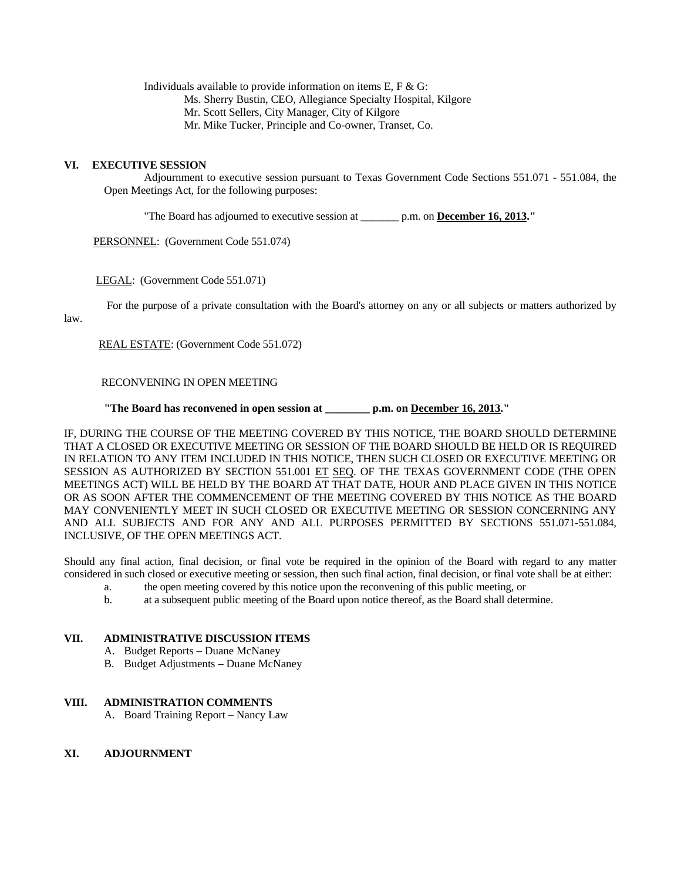Individuals available to provide information on items E, F & G:

Ms. Sherry Bustin, CEO, Allegiance Specialty Hospital, Kilgore
Mr. Scott Sellers, City Manager, City of Kilgore
Mr. Mike Tucker, Principle and Co-owner, Transet, Co.

## VI. EXECUTIVE SESSION

Adjournment to executive session pursuant to Texas Government Code Sections 551.071 - 551.084, the Open Meetings Act, for the following purposes:

"The Board has adjourned to executive session at _______ p.m. on **December 16, 2013.**"

PERSONNEL: (Government Code 551.074)

LEGAL: (Government Code 551.071)

For the purpose of a private consultation with the Board's attorney on any or all subjects or matters authorized by law.

REAL ESTATE: (Government Code 551.072)

RECONVENING IN OPEN MEETING

**"The Board has reconvened in open session at ________ p.m. on December 16, 2013."**

IF, DURING THE COURSE OF THE MEETING COVERED BY THIS NOTICE, THE BOARD SHOULD DETERMINE THAT A CLOSED OR EXECUTIVE MEETING OR SESSION OF THE BOARD SHOULD BE HELD OR IS REQUIRED IN RELATION TO ANY ITEM INCLUDED IN THIS NOTICE, THEN SUCH CLOSED OR EXECUTIVE MEETING OR SESSION AS AUTHORIZED BY SECTION 551.001 ET SEQ. OF THE TEXAS GOVERNMENT CODE (THE OPEN MEETINGS ACT) WILL BE HELD BY THE BOARD AT THAT DATE, HOUR AND PLACE GIVEN IN THIS NOTICE OR AS SOON AFTER THE COMMENCEMENT OF THE MEETING COVERED BY THIS NOTICE AS THE BOARD MAY CONVENIENTLY MEET IN SUCH CLOSED OR EXECUTIVE MEETING OR SESSION CONCERNING ANY AND ALL SUBJECTS AND FOR ANY AND ALL PURPOSES PERMITTED BY SECTIONS 551.071-551.084, INCLUSIVE, OF THE OPEN MEETINGS ACT.

Should any final action, final decision, or final vote be required in the opinion of the Board with regard to any matter considered in such closed or executive meeting or session, then such final action, final decision, or final vote shall be at either:

a. the open meeting covered by this notice upon the reconvening of this public meeting, or
b. at a subsequent public meeting of the Board upon notice thereof, as the Board shall determine.

## VII. ADMINISTRATIVE DISCUSSION ITEMS

A. Budget Reports – Duane McNaney
B. Budget Adjustments – Duane McNaney

## VIII. ADMINISTRATION COMMENTS

A. Board Training Report – Nancy Law

## XI. ADJOURNMENT